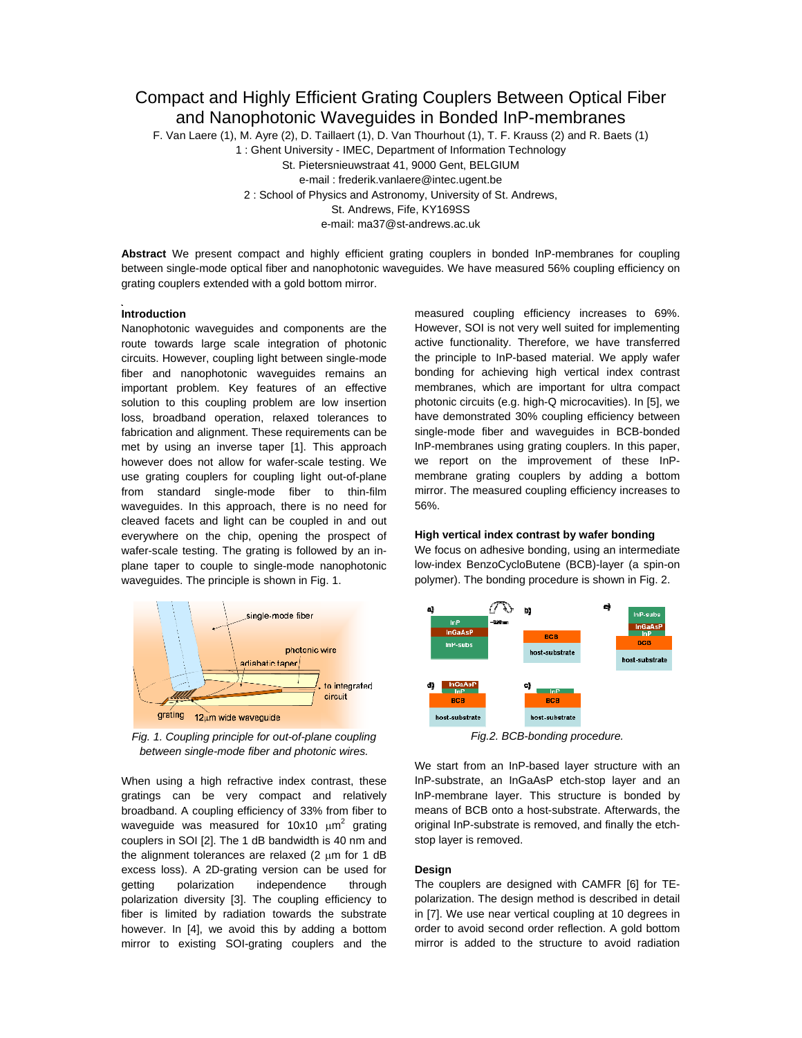# Compact and Highly Efficient Grating Couplers Between Optical Fiber and Nanophotonic Waveguides in Bonded InP-membranes

F. Van Laere (1), M. Ayre (2), D. Taillaert (1), D. Van Thourhout (1), T. F. Krauss (2) and R. Baets (1)

1 : Ghent University - IMEC, Department of Information Technology
St. Pietersnieuwstraat 41, 9000 Gent, BELGIUM
e-mail : frederik.vanlaere@intec.ugent.be

2 : School of Physics and Astronomy, University of St. Andrews,
St. Andrews, Fife, KY169SS
e-mail: ma37@st-andrews.ac.uk

**Abstract** We present compact and highly efficient grating couplers in bonded InP-membranes for coupling between single-mode optical fiber and nanophotonic waveguides. We have measured 56% coupling efficiency on grating couplers extended with a gold bottom mirror.

## Introduction

Nanophotonic waveguides and components are the route towards large scale integration of photonic circuits. However, coupling light between single-mode fiber and nanophotonic waveguides remains an important problem. Key features of an effective solution to this coupling problem are low insertion loss, broadband operation, relaxed tolerances to fabrication and alignment. These requirements can be met by using an inverse taper [1]. This approach however does not allow for wafer-scale testing. We use grating couplers for coupling light out-of-plane from standard single-mode fiber to thin-film waveguides. In this approach, there is no need for cleaved facets and light can be coupled in and out everywhere on the chip, opening the prospect of wafer-scale testing. The grating is followed by an in-plane taper to couple to single-mode nanophotonic waveguides. The principle is shown in Fig. 1.

*Fig. 1. Coupling principle for out-of-plane coupling between single-mode fiber and photonic wires.*

When using a high refractive index contrast, these gratings can be very compact and relatively broadband. A coupling efficiency of 33% from fiber to waveguide was measured for 10x10 $\mu m^2$ grating couplers in SOI [2]. The 1 dB bandwidth is 40 nm and the alignment tolerances are relaxed (2 $\mu$m for 1 dB excess loss). A 2D-grating version can be used for getting polarization independence through polarization diversity [3]. The coupling efficiency to fiber is limited by radiation towards the substrate however. In [4], we avoid this by adding a bottom mirror to existing SOI-grating couplers and the measured coupling efficiency increases to 69%. However, SOI is not very well suited for implementing active functionality. Therefore, we have transferred the principle to InP-based material. We apply wafer bonding for achieving high vertical index contrast membranes, which are important for ultra compact photonic circuits (e.g. high-Q microcavities). In [5], we have demonstrated 30% coupling efficiency between single-mode fiber and waveguides in BCB-bonded InP-membranes using grating couplers. In this paper, we report on the improvement of these InP-membrane grating couplers by adding a bottom mirror. The measured coupling efficiency increases to 56%.

## High vertical index contrast by wafer bonding

We focus on adhesive bonding, using an intermediate low-index BenzoCycloButene (BCB)-layer (a spin-on polymer). The bonding procedure is shown in Fig. 2.

*Fig.2. BCB-bonding procedure.*

We start from an InP-based layer structure with an InP-substrate, an InGaAsP etch-stop layer and an InP-membrane layer. This structure is bonded by means of BCB onto a host-substrate. Afterwards, the original InP-substrate is removed, and finally the etch-stop layer is removed.

## Design

The couplers are designed with CAMFR [6] for TE-polarization. The design method is described in detail in [7]. We use near vertical coupling at 10 degrees in order to avoid second order reflection. A gold bottom mirror is added to the structure to avoid radiation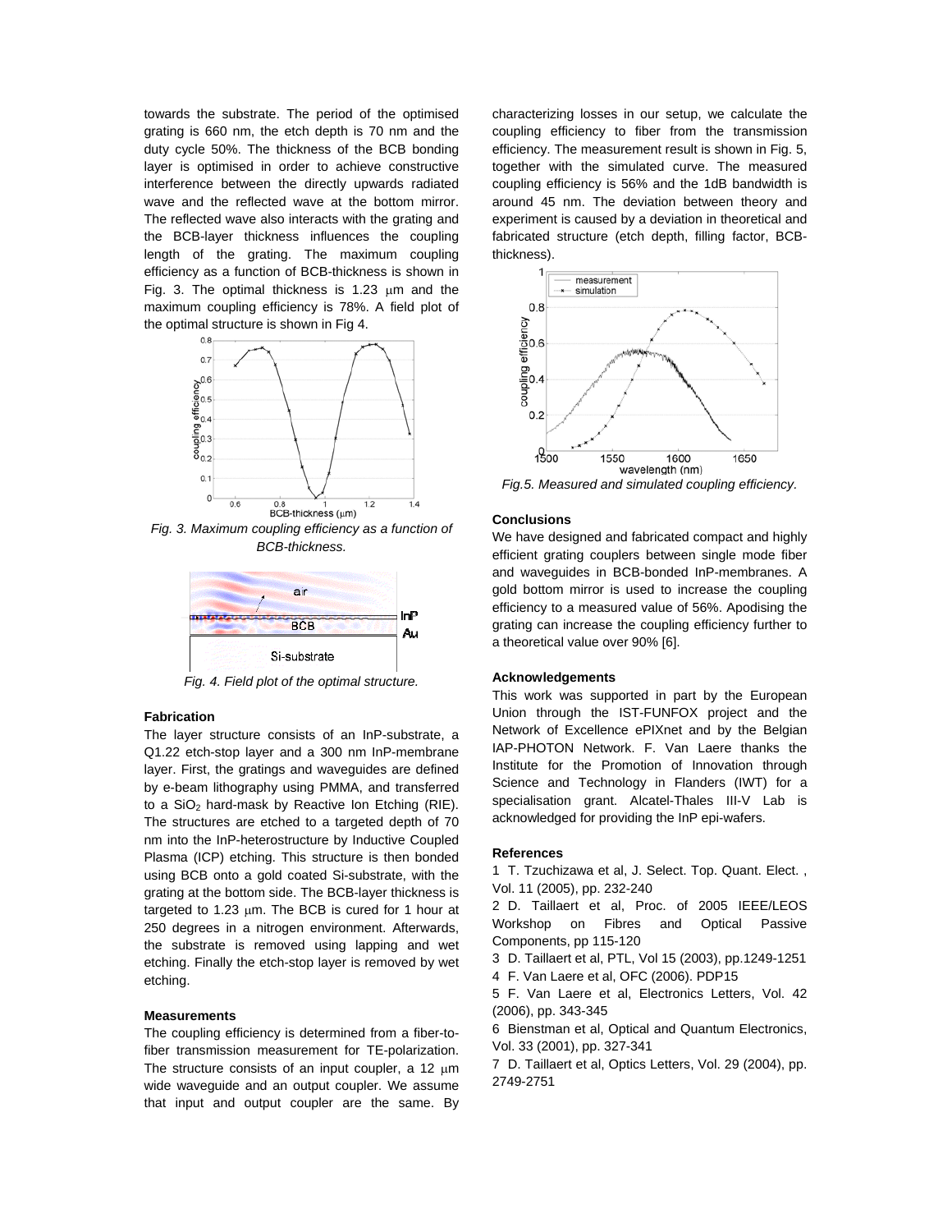towards the substrate. The period of the optimised grating is 660 nm, the etch depth is 70 nm and the duty cycle 50%. The thickness of the BCB bonding layer is optimised in order to achieve constructive interference between the directly upwards radiated wave and the reflected wave at the bottom mirror. The reflected wave also interacts with the grating and the BCB-layer thickness influences the coupling length of the grating. The maximum coupling efficiency as a function of BCB-thickness is shown in Fig. 3. The optimal thickness is 1.23 μm and the maximum coupling efficiency is 78%. A field plot of the optimal structure is shown in Fig 4.

coupling efficiency
0.8
0.7
0.6
0.5
0.4
0.3
0.2
0.1
0
0.6
0.8
1
1.2
1.4
BCB-thickness (μm)

*Fig. 3. Maximum coupling efficiency as a function of BCB-thickness.*

air
InP
BCB
Au
Si-substrate

*Fig. 4. Field plot of the optimal structure.*

### Fabrication

The layer structure consists of an InP-substrate, a Q1.22 etch-stop layer and a 300 nm InP-membrane layer. First, the gratings and waveguides are defined by e-beam lithography using PMMA, and transferred to a $SiO_2$ hard-mask by Reactive Ion Etching (RIE). The structures are etched to a targeted depth of 70 nm into the InP-heterostructure by Inductive Coupled Plasma (ICP) etching. This structure is then bonded using BCB onto a gold coated Si-substrate, with the grating at the bottom side. The BCB-layer thickness is targeted to 1.23 μm. The BCB is cured for 1 hour at 250 degrees in a nitrogen environment. Afterwards, the substrate is removed using lapping and wet etching. Finally the etch-stop layer is removed by wet etching.

### Measurements

The coupling efficiency is determined from a fiber-to-fiber transmission measurement for TE-polarization. The structure consists of an input coupler, a 12 μm wide waveguide and an output coupler. We assume that input and output coupler are the same. By characterizing losses in our setup, we calculate the coupling efficiency to fiber from the transmission efficiency. The measurement result is shown in Fig. 5, together with the simulated curve. The measured coupling efficiency is 56% and the 1dB bandwidth is around 45 nm. The deviation between theory and experiment is caused by a deviation in theoretical and fabricated structure (etch depth, filling factor, BCB-thickness).

measurement
simulation
coupling efficiency
1
0.8
0.6
0.4
0.2
0
1500
1550
1600
1650
wavelength (nm)

*Fig.5. Measured and simulated coupling efficiency.*

### Conclusions

We have designed and fabricated compact and highly efficient grating couplers between single mode fiber and waveguides in BCB-bonded InP-membranes. A gold bottom mirror is used to increase the coupling efficiency to a measured value of 56%. Apodising the grating can increase the coupling efficiency further to a theoretical value over 90% [6].

### Acknowledgements

This work was supported in part by the European Union through the IST-FUNFOX project and the Network of Excellence ePIXnet and by the Belgian IAP-PHOTON Network. F. Van Laere thanks the Institute for the Promotion of Innovation through Science and Technology in Flanders (IWT) for a specialisation grant. Alcatel-Thales III-V Lab is acknowledged for providing the InP epi-wafers.

### References

1 T. Tzuchizawa et al, J. Select. Top. Quant. Elect. , Vol. 11 (2005), pp. 232-240

2 D. Taillaert et al, Proc. of 2005 IEEE/LEOS Workshop on Fibres and Optical Passive Components, pp 115-120

3 D. Taillaert et al, PTL, Vol 15 (2003), pp.1249-1251

4 F. Van Laere et al, OFC (2006). PDP15

5 F. Van Laere et al, Electronics Letters, Vol. 42 (2006), pp. 343-345

6 Bienstman et al, Optical and Quantum Electronics, Vol. 33 (2001), pp. 327-341

7 D. Taillaert et al, Optics Letters, Vol. 29 (2004), pp. 2749-2751